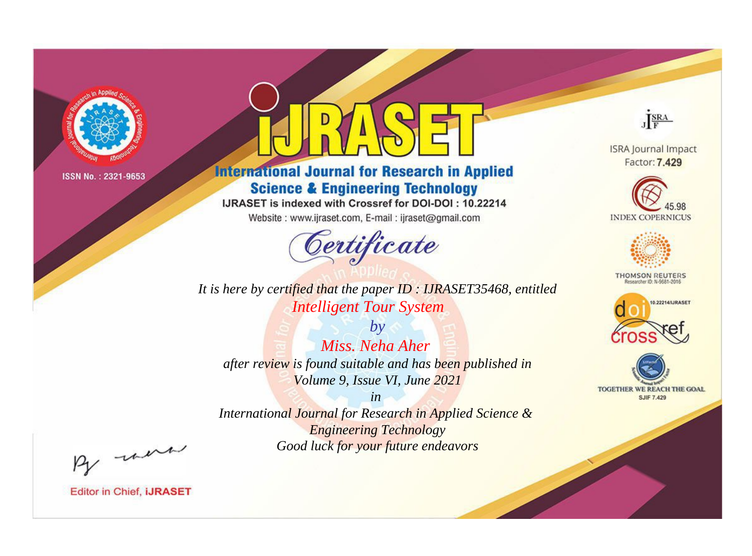ISSN No. : 2321-9653

# IJRASET

## International Journal for Research in Applied Science & Engineering Technology

IJRASET is indexed with Crossref for DOI-DOI : 10.22214

Website : www.ijraset.com, E-mail : ijraset@gmail.com

# Certificate

*It is here by certified that the paper ID : IJRASET35468, entitled*

*Intelligent Tour System*

*by*

*Miss. Neha Aher*

*after review is found suitable and has been published in*

*Volume 9, Issue VI, June 2021*

*in*

*International Journal for Research in Applied Science & Engineering Technology*

*Good luck for your future endeavors*

ISRA Journal Impact Factor: **7.429**

45.98 INDEX COPERNICUS

THOMSON REUTERS Researcher ID: N-9681-2016

10.22214/IJRASET

TOGETHER WE REACH THE GOAL SJIF 7.429

Editor in Chief, **iJRASET**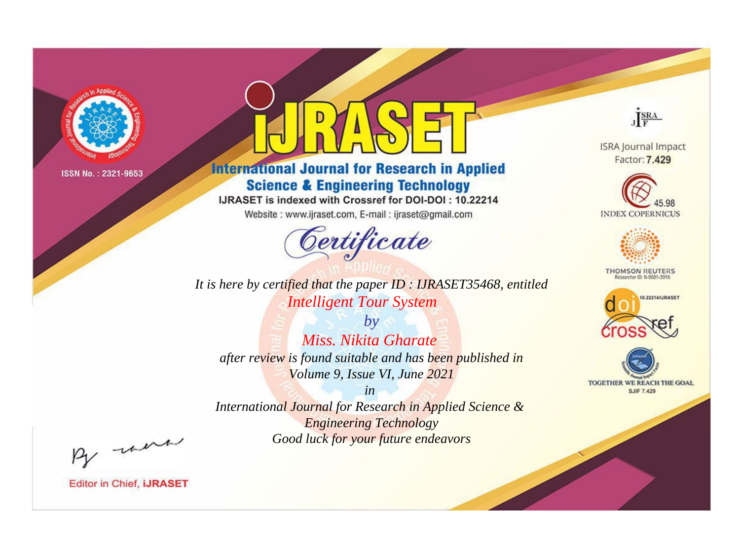ISSN No. : 2321-9653

# iJRASET

## International Journal for Research in Applied Science & Engineering Technology

IJRASET is indexed with Crossref for DOI-DOI : 10.22214

Website : www.ijraset.com, E-mail : ijraset@gmail.com

# Certificate

*It is here by certified that the paper ID : IJRASET35468, entitled*

*Intelligent Tour System*

*by*

*Miss. Nikita Gharate*

*after review is found suitable and has been published in*

*Volume 9, Issue VI, June 2021*

*in*

*International Journal for Research in Applied Science & Engineering Technology*

*Good luck for your future endeavors*

ISRA Journal Impact Factor: **7.429**

45.98 INDEX COPERNICUS

THOMSON REUTERS Researcher ID: N-9681-2016

10.22214/IJRASET

TOGETHER WE REACH THE GOAL SJIF 7.429

Editor in Chief, **iJRASET**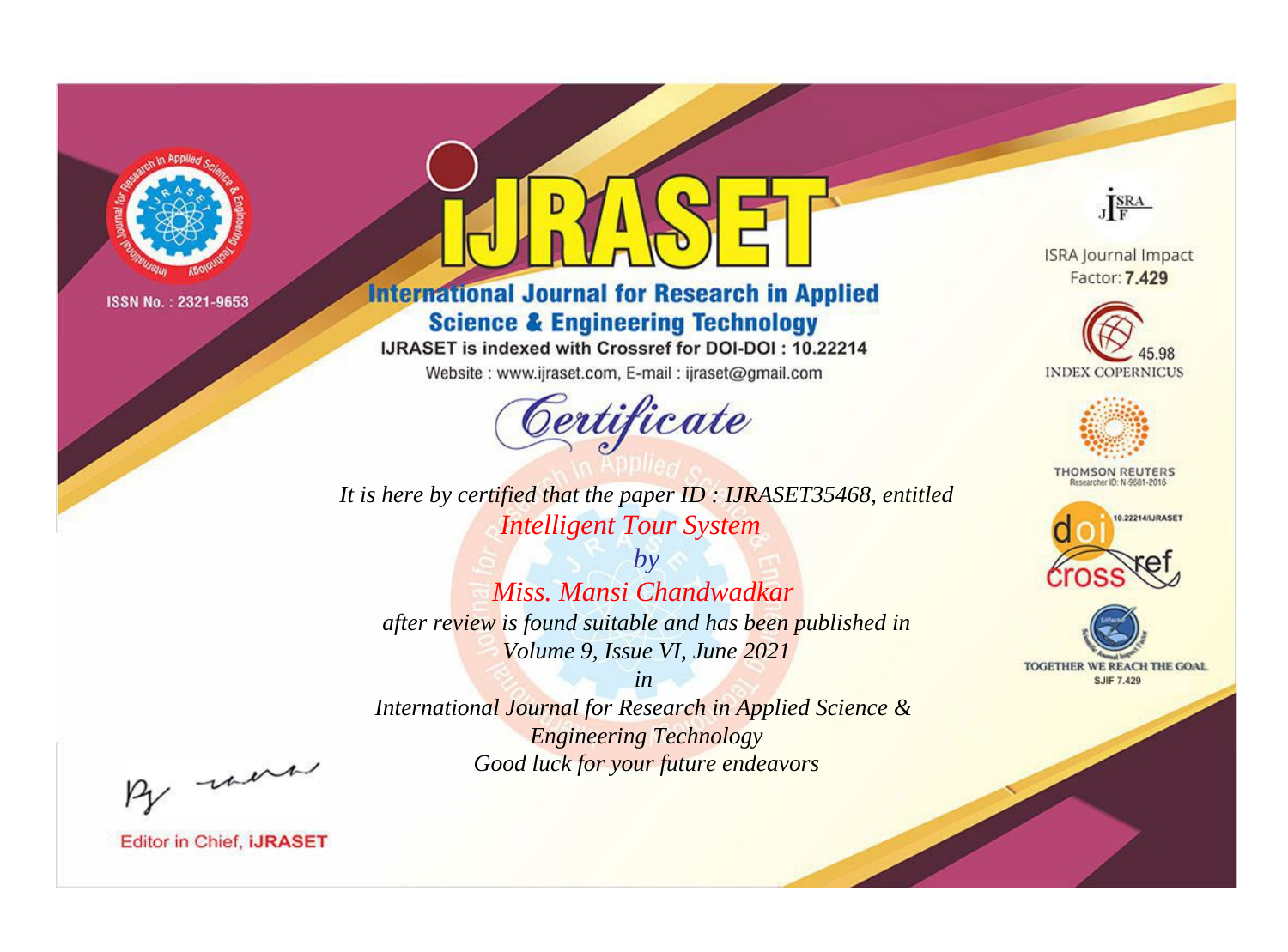ISSN No. : 2321-9653

# iJRASET

## International Journal for Research in Applied Science & Engineering Technology

IJRASET is indexed with Crossref for DOI-DOI : 10.22214

Website : www.ijraset.com, E-mail : ijraset@gmail.com

*Certificate*

*It is here by certified that the paper ID : IJRASET35468, entitled*

*Intelligent Tour System*

*by*

*Miss. Mansi Chandwadkar*

*after review is found suitable and has been published in*

*Volume 9, Issue VI, June 2021*

*in*

*International Journal for Research in Applied Science & Engineering Technology*

*Good luck for your future endeavors*

ISRA Journal Impact Factor: **7.429**

45.98 INDEX COPERNICUS

THOMSON REUTERS Researcher ID: N-9681-2016

10.22214/IJRASET

TOGETHER WE REACH THE GOAL SJIF 7.429

Editor in Chief, **iJRASET**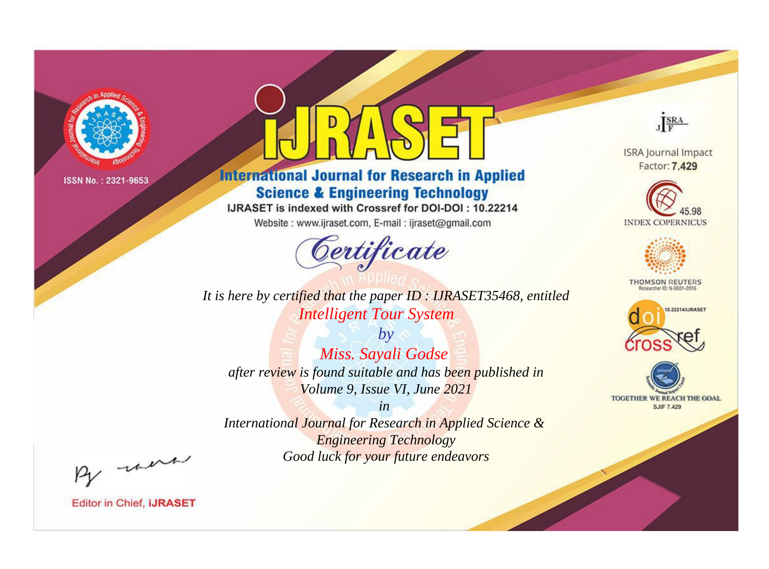ISSN No. : 2321-9653

# iJRASET

## International Journal for Research in Applied Science & Engineering Technology

IJRASET is indexed with Crossref for DOI-DOI : 10.22214

Website : www.ijraset.com, E-mail : ijraset@gmail.com

*Certificate*

*It is here by certified that the paper ID : IJRASET35468, entitled*

*Intelligent Tour System*

*by*

*Miss. Sayali Godse*

*after review is found suitable and has been published in*

*Volume 9, Issue VI, June 2021*

*in*

*International Journal for Research in Applied Science & Engineering Technology*

*Good luck for your future endeavors*

ISRA Journal Impact Factor: **7.429**

45.98 INDEX COPERNICUS

THOMSON REUTERS Researcher ID: N-9681-2016

10.22214/IJRASET

TOGETHER WE REACH THE GOAL SJIF 7.429

Editor in Chief, **iJRASET**